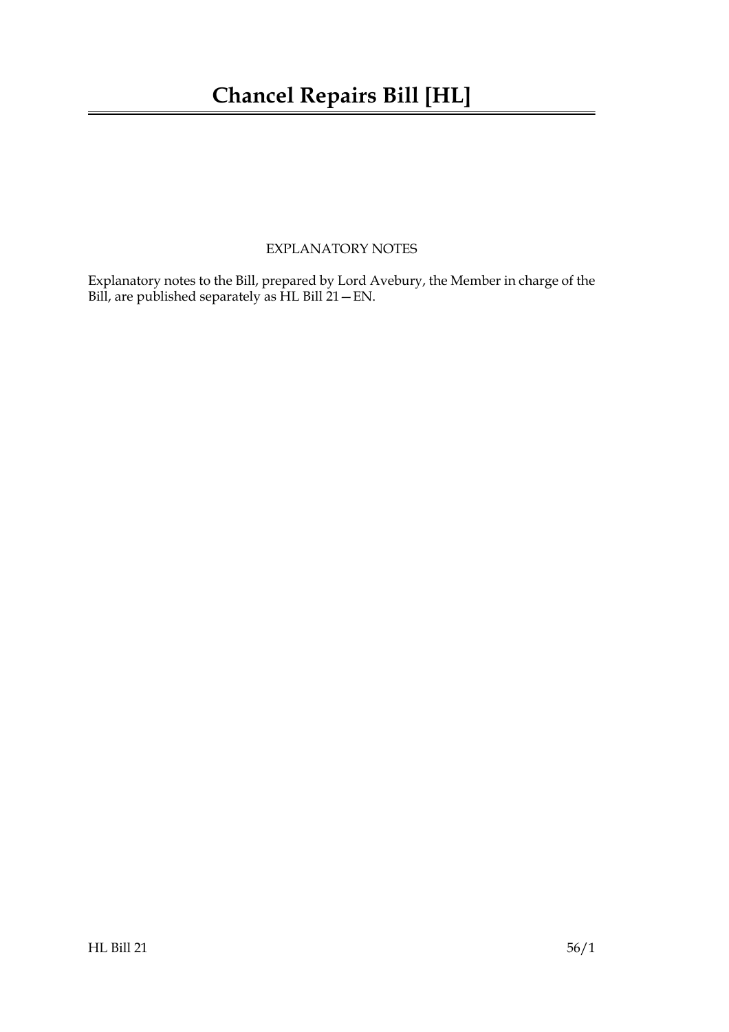# Chancel Repairs Bill [HL]

EXPLANATORY NOTES

Explanatory notes to the Bill, prepared by Lord Avebury, the Member in charge of the Bill, are published separately as HL Bill 21—EN.

HL Bill 21 56/1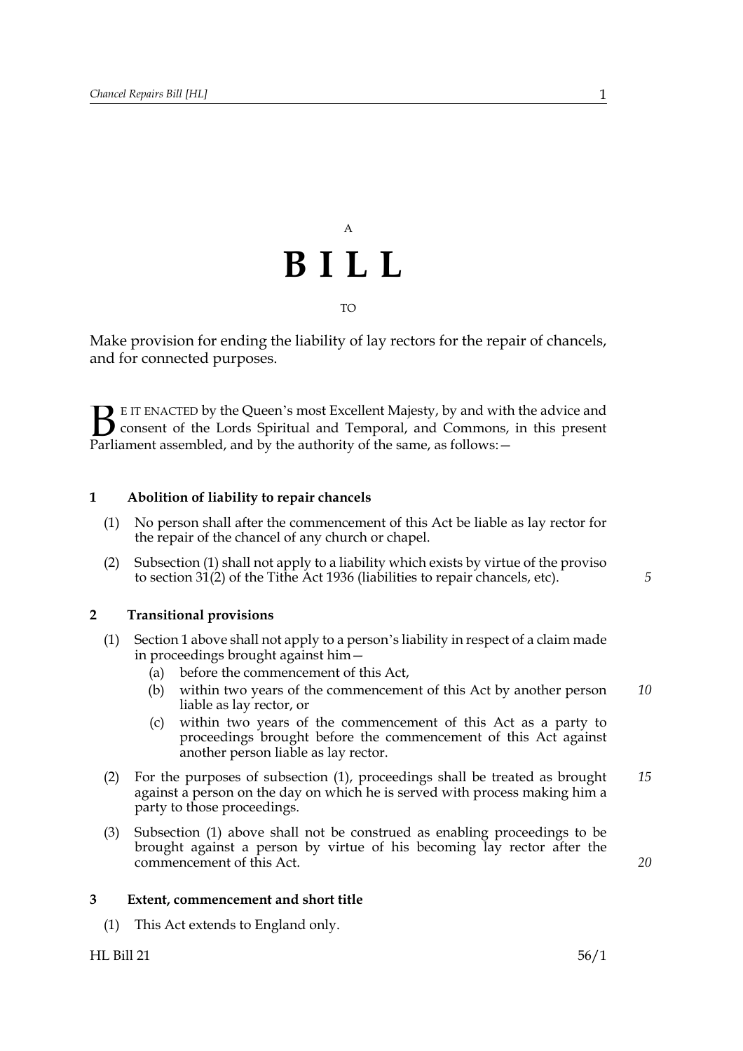A

# BILL

TO

Make provision for ending the liability of lay rectors for the repair of chancels, and for connected purposes.

BE IT ENACTED by the Queen's most Excellent Majesty, by and with the advice and consent of the Lords Spiritual and Temporal, and Commons, in this present Parliament assembled, and by the authority of the same, as follows:—

### 1 Abolition of liability to repair chancels

(1) No person shall after the commencement of this Act be liable as lay rector for the repair of the chancel of any church or chapel.

(2) Subsection (1) shall not apply to a liability which exists by virtue of the proviso to section 31(2) of the Tithe Act 1936 (liabilities to repair chancels, etc).

### 2 Transitional provisions

(1) Section 1 above shall not apply to a person's liability in respect of a claim made in proceedings brought against him—

- (a) before the commencement of this Act,
- (b) within two years of the commencement of this Act by another person liable as lay rector, or
- (c) within two years of the commencement of this Act as a party to proceedings brought before the commencement of this Act against another person liable as lay rector.

(2) For the purposes of subsection (1), proceedings shall be treated as brought against a person on the day on which he is served with process making him a party to those proceedings.

(3) Subsection (1) above shall not be construed as enabling proceedings to be brought against a person by virtue of his becoming lay rector after the commencement of this Act.

### 3 Extent, commencement and short title

(1) This Act extends to England only.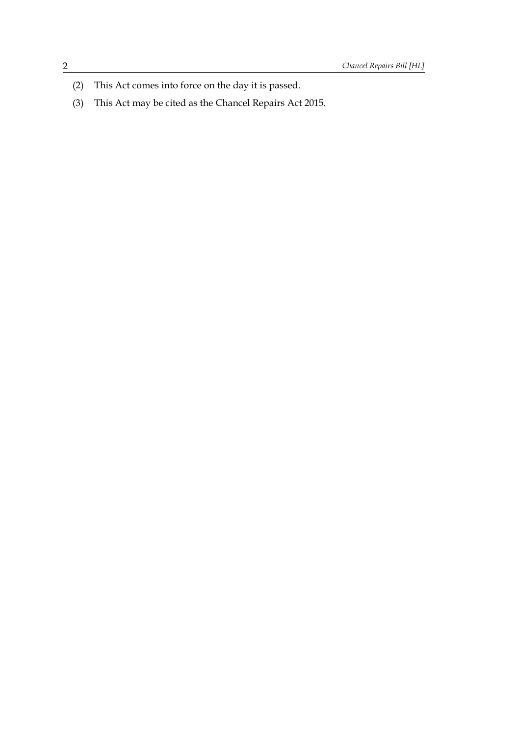(2) This Act comes into force on the day it is passed.

(3) This Act may be cited as the Chancel Repairs Act 2015.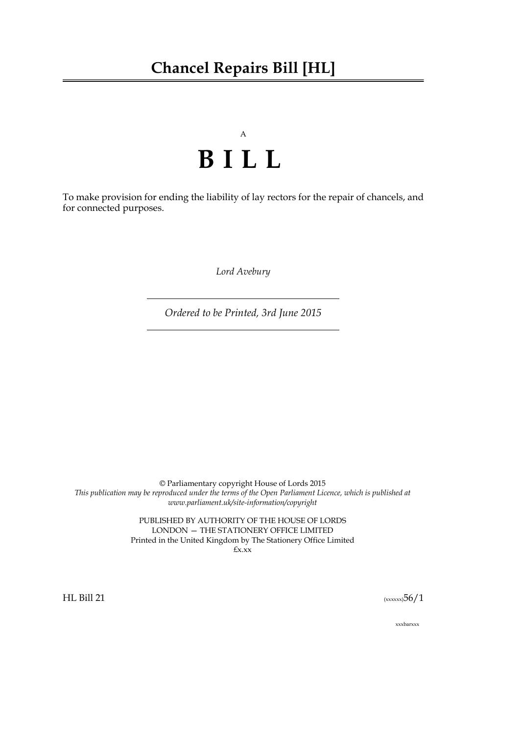# Chancel Repairs Bill [HL]

A

# B I L L

To make provision for ending the liability of lay rectors for the repair of chancels, and for connected purposes.

*Lord Avebury*

---

*Ordered to be Printed, 3rd June 2015*

---

© Parliamentary copyright House of Lords 2015
*This publication may be reproduced under the terms of the Open Parliament Licence, which is published at www.parliament.uk/site-information/copyright*

PUBLISHED BY AUTHORITY OF THE HOUSE OF LORDS
LONDON — THE STATIONERY OFFICE LIMITED
Printed in the United Kingdom by The Stationery Office Limited
£x.xx

HL Bill 21 (xxxxxx)56/1

xxxbarxxx